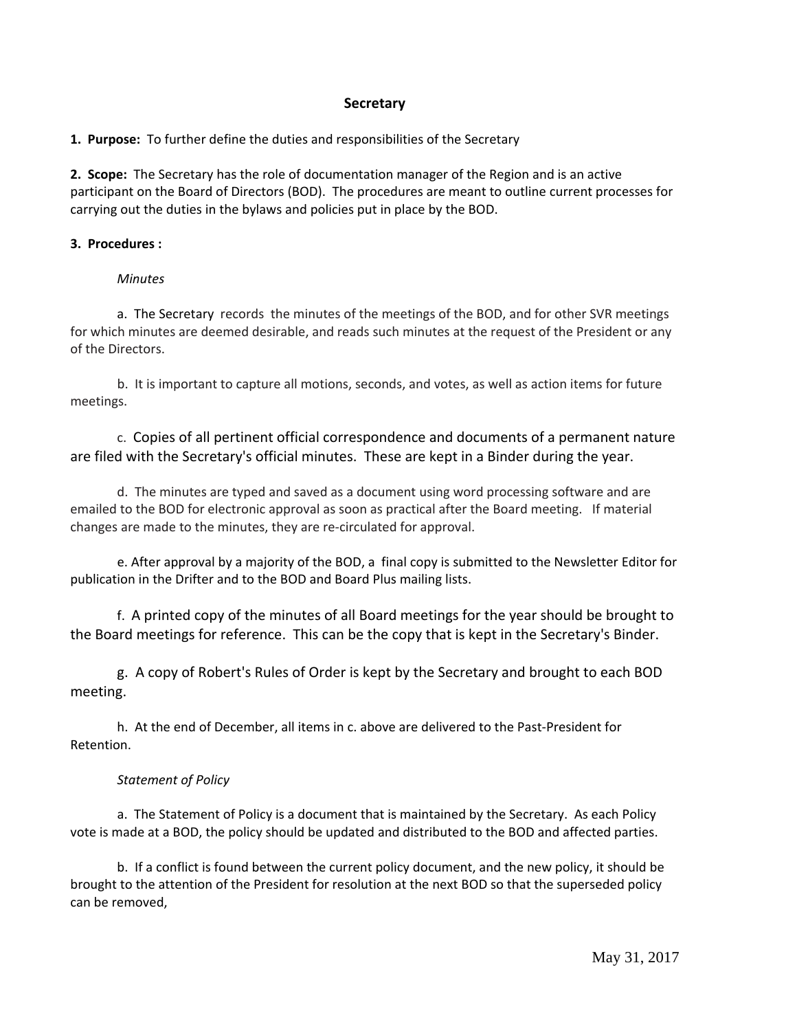# Secretary

**1. Purpose:** To further define the duties and responsibilities of the Secretary

**2. Scope:** The Secretary has the role of documentation manager of the Region and is an active participant on the Board of Directors (BOD). The procedures are meant to outline current processes for carrying out the duties in the bylaws and policies put in place by the BOD.

**3. Procedures :**

*Minutes*

a. The Secretary records the minutes of the meetings of the BOD, and for other SVR meetings for which minutes are deemed desirable, and reads such minutes at the request of the President or any of the Directors.

b. It is important to capture all motions, seconds, and votes, as well as action items for future meetings.

c. Copies of all pertinent official correspondence and documents of a permanent nature are filed with the Secretary's official minutes. These are kept in a Binder during the year.

d. The minutes are typed and saved as a document using word processing software and are emailed to the BOD for electronic approval as soon as practical after the Board meeting. If material changes are made to the minutes, they are re-circulated for approval.

e. After approval by a majority of the BOD, a final copy is submitted to the Newsletter Editor for publication in the Drifter and to the BOD and Board Plus mailing lists.

f. A printed copy of the minutes of all Board meetings for the year should be brought to the Board meetings for reference. This can be the copy that is kept in the Secretary's Binder.

g. A copy of Robert's Rules of Order is kept by the Secretary and brought to each BOD meeting.

h. At the end of December, all items in c. above are delivered to the Past-President for Retention.

*Statement of Policy*

a. The Statement of Policy is a document that is maintained by the Secretary. As each Policy vote is made at a BOD, the policy should be updated and distributed to the BOD and affected parties.

b. If a conflict is found between the current policy document, and the new policy, it should be brought to the attention of the President for resolution at the next BOD so that the superseded policy can be removed,

May 31, 2017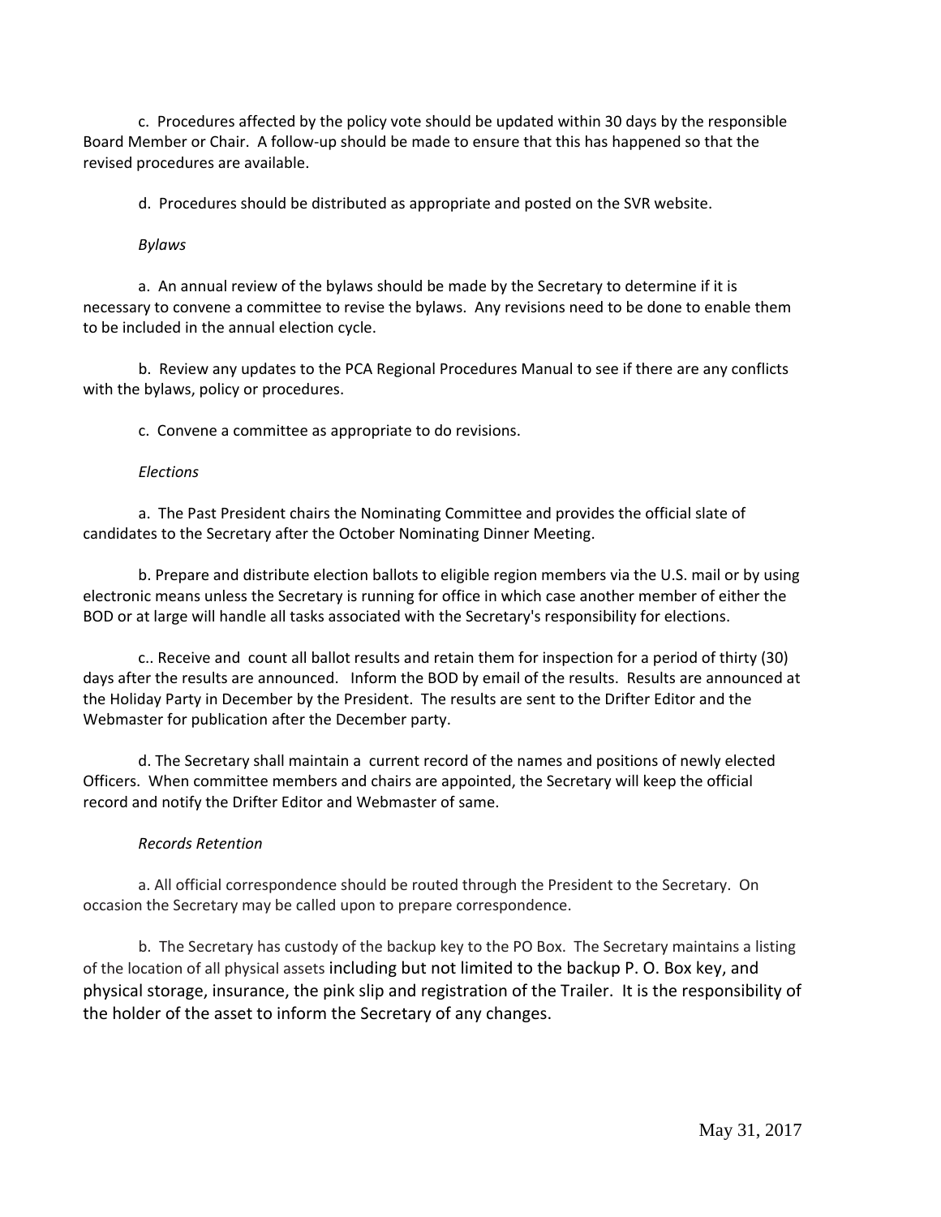c. Procedures affected by the policy vote should be updated within 30 days by the responsible Board Member or Chair. A follow-up should be made to ensure that this has happened so that the revised procedures are available.

d. Procedures should be distributed as appropriate and posted on the SVR website.

*Bylaws*

a. An annual review of the bylaws should be made by the Secretary to determine if it is necessary to convene a committee to revise the bylaws. Any revisions need to be done to enable them to be included in the annual election cycle.

b. Review any updates to the PCA Regional Procedures Manual to see if there are any conflicts with the bylaws, policy or procedures.

c. Convene a committee as appropriate to do revisions.

*Elections*

a. The Past President chairs the Nominating Committee and provides the official slate of candidates to the Secretary after the October Nominating Dinner Meeting.

b. Prepare and distribute election ballots to eligible region members via the U.S. mail or by using electronic means unless the Secretary is running for office in which case another member of either the BOD or at large will handle all tasks associated with the Secretary's responsibility for elections.

c.. Receive and count all ballot results and retain them for inspection for a period of thirty (30) days after the results are announced. Inform the BOD by email of the results. Results are announced at the Holiday Party in December by the President. The results are sent to the Drifter Editor and the Webmaster for publication after the December party.

d. The Secretary shall maintain a current record of the names and positions of newly elected Officers. When committee members and chairs are appointed, the Secretary will keep the official record and notify the Drifter Editor and Webmaster of same.

*Records Retention*

a. All official correspondence should be routed through the President to the Secretary. On occasion the Secretary may be called upon to prepare correspondence.

b. The Secretary has custody of the backup key to the PO Box. The Secretary maintains a listing of the location of all physical assets including but not limited to the backup P. O. Box key, and physical storage, insurance, the pink slip and registration of the Trailer. It is the responsibility of the holder of the asset to inform the Secretary of any changes.

May 31, 2017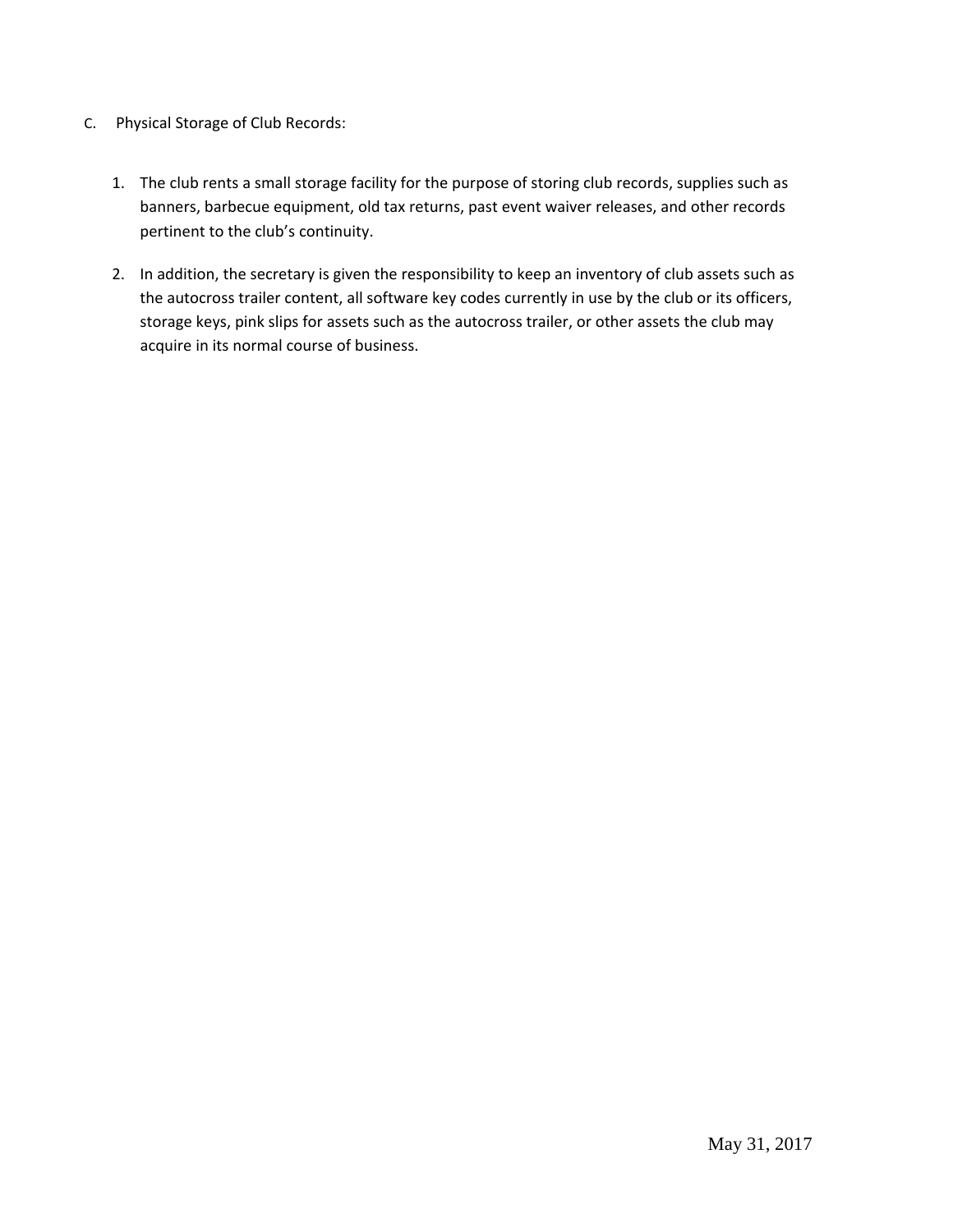C. Physical Storage of Club Records:

1. The club rents a small storage facility for the purpose of storing club records, supplies such as banners, barbecue equipment, old tax returns, past event waiver releases, and other records pertinent to the club's continuity.

2. In addition, the secretary is given the responsibility to keep an inventory of club assets such as the autocross trailer content, all software key codes currently in use by the club or its officers, storage keys, pink slips for assets such as the autocross trailer, or other assets the club may acquire in its normal course of business.